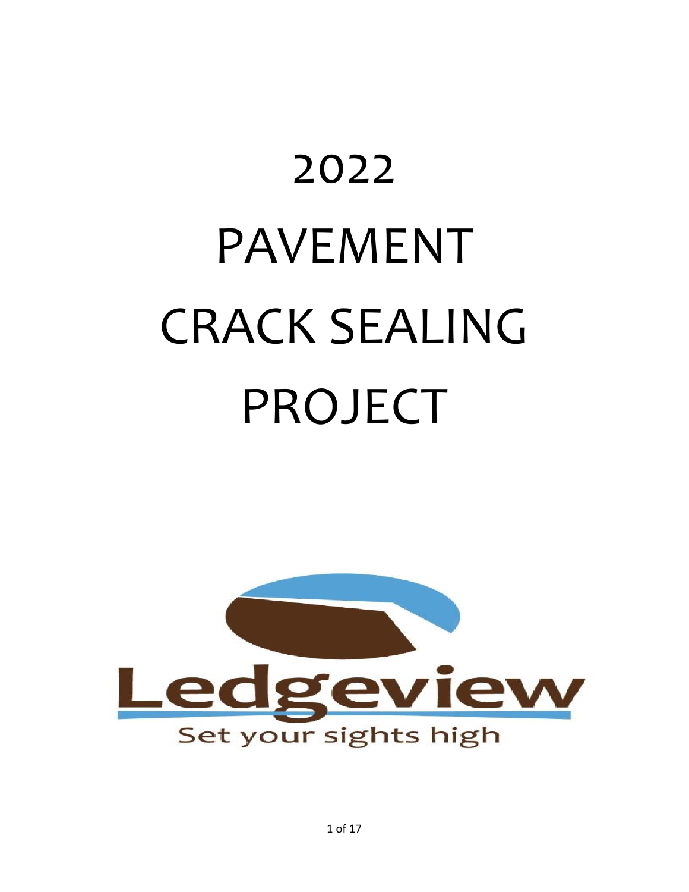# 2022 PAVEMENT CRACK SEALING PROJECT

Ledgeview

Set your sights high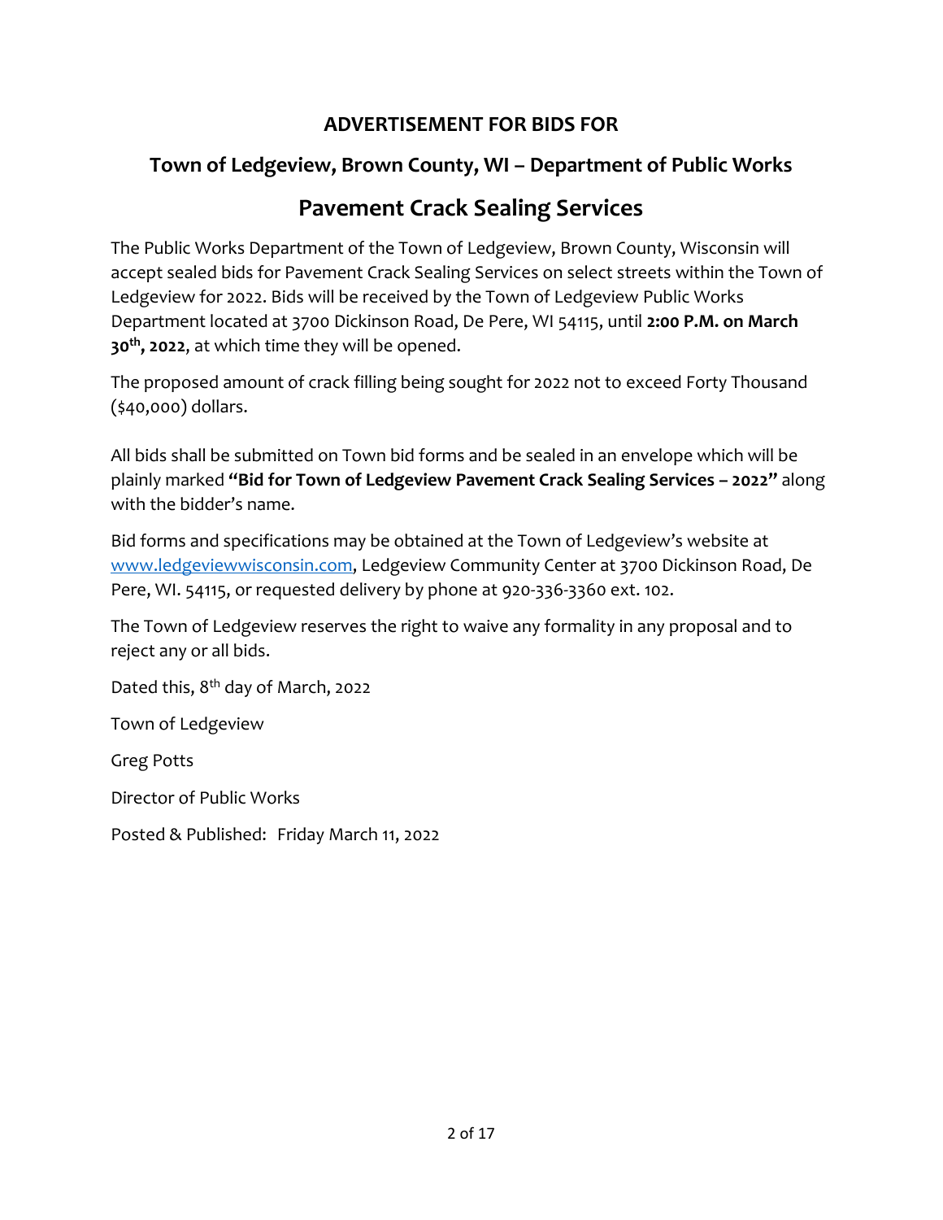## ADVERTISEMENT FOR BIDS FOR

## Town of Ledgeview, Brown County, WI – Department of Public Works

# Pavement Crack Sealing Services

The Public Works Department of the Town of Ledgeview, Brown County, Wisconsin will accept sealed bids for Pavement Crack Sealing Services on select streets within the Town of Ledgeview for 2022. Bids will be received by the Town of Ledgeview Public Works Department located at 3700 Dickinson Road, De Pere, WI 54115, until **2:00 P.M. on March 30th, 2022**, at which time they will be opened.

The proposed amount of crack filling being sought for 2022 not to exceed Forty Thousand ($40,000) dollars.

All bids shall be submitted on Town bid forms and be sealed in an envelope which will be plainly marked **"Bid for Town of Ledgeview Pavement Crack Sealing Services – 2022"** along with the bidder's name.

Bid forms and specifications may be obtained at the Town of Ledgeview's website at [www.ledgeviewwisconsin.com](http://www.ledgeviewwisconsin.com), Ledgeview Community Center at 3700 Dickinson Road, De Pere, WI. 54115, or requested delivery by phone at 920-336-3360 ext. 102.

The Town of Ledgeview reserves the right to waive any formality in any proposal and to reject any or all bids.

Dated this, 8th day of March, 2022

Town of Ledgeview

Greg Potts

Director of Public Works

Posted & Published: Friday March 11, 2022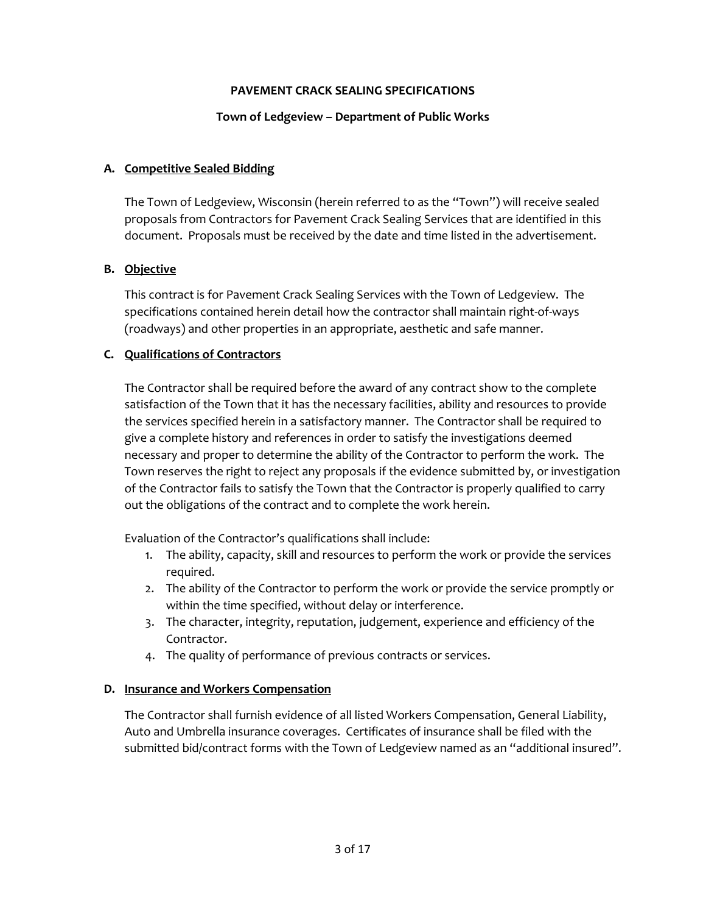**PAVEMENT CRACK SEALING SPECIFICATIONS**

**Town of Ledgeview – Department of Public Works**

## A. Competitive Sealed Bidding

The Town of Ledgeview, Wisconsin (herein referred to as the "Town") will receive sealed proposals from Contractors for Pavement Crack Sealing Services that are identified in this document. Proposals must be received by the date and time listed in the advertisement.

## B. Objective

This contract is for Pavement Crack Sealing Services with the Town of Ledgeview. The specifications contained herein detail how the contractor shall maintain right-of-ways (roadways) and other properties in an appropriate, aesthetic and safe manner.

## C. Qualifications of Contractors

The Contractor shall be required before the award of any contract show to the complete satisfaction of the Town that it has the necessary facilities, ability and resources to provide the services specified herein in a satisfactory manner. The Contractor shall be required to give a complete history and references in order to satisfy the investigations deemed necessary and proper to determine the ability of the Contractor to perform the work. The Town reserves the right to reject any proposals if the evidence submitted by, or investigation of the Contractor fails to satisfy the Town that the Contractor is properly qualified to carry out the obligations of the contract and to complete the work herein.

Evaluation of the Contractor's qualifications shall include:

1. The ability, capacity, skill and resources to perform the work or provide the services required.
2. The ability of the Contractor to perform the work or provide the service promptly or within the time specified, without delay or interference.
3. The character, integrity, reputation, judgement, experience and efficiency of the Contractor.
4. The quality of performance of previous contracts or services.

## D. Insurance and Workers Compensation

The Contractor shall furnish evidence of all listed Workers Compensation, General Liability, Auto and Umbrella insurance coverages. Certificates of insurance shall be filed with the submitted bid/contract forms with the Town of Ledgeview named as an "additional insured".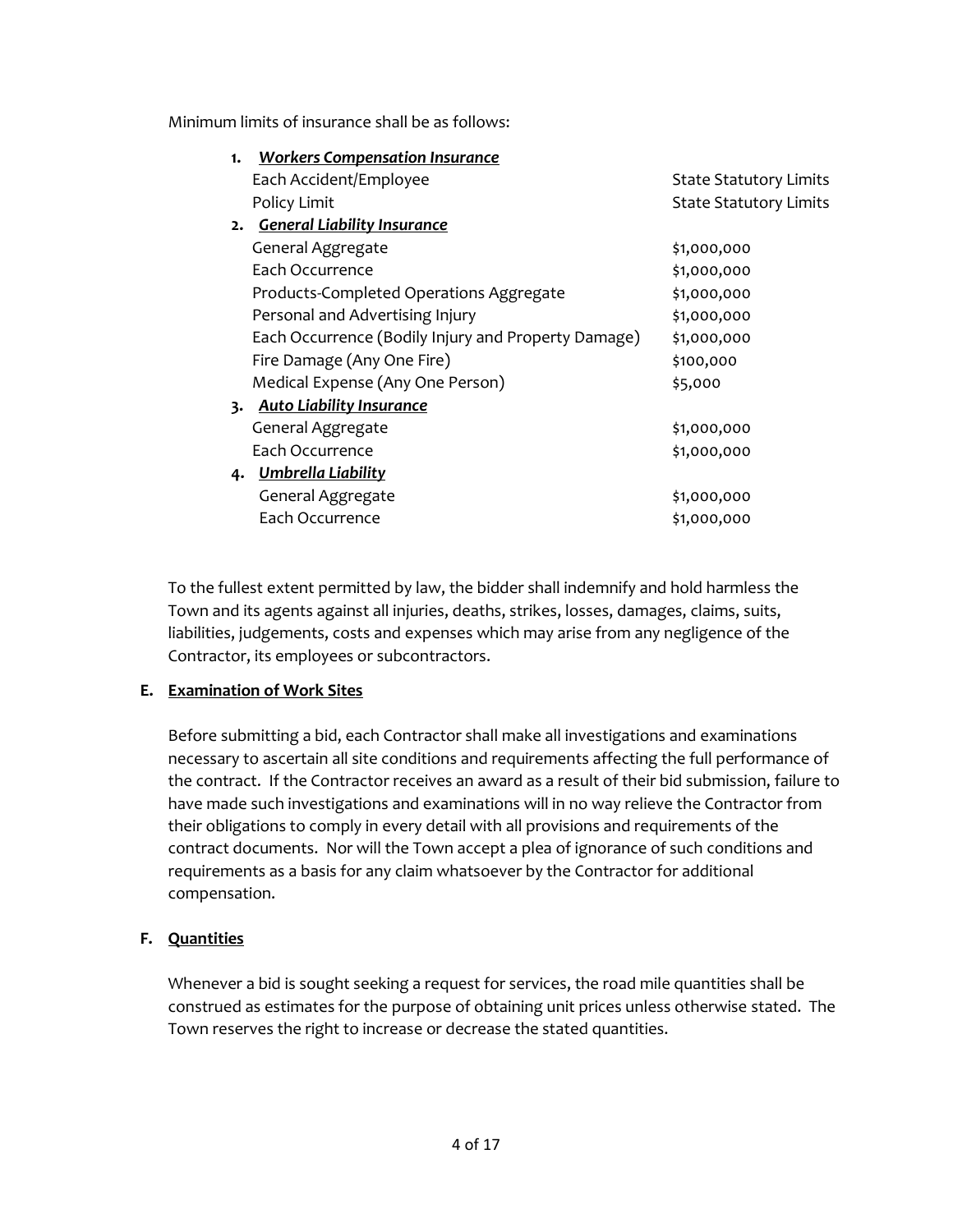Minimum limits of insurance shall be as follows:

| | |
|---|---|
| 1. ***Workers Compensation Insurance*** | |
| Each Accident/Employee | State Statutory Limits |
| Policy Limit | State Statutory Limits |
| 2. ***General Liability Insurance*** | |
| General Aggregate | $1,000,000 |
| Each Occurrence | $1,000,000 |
| Products-Completed Operations Aggregate | $1,000,000 |
| Personal and Advertising Injury | $1,000,000 |
| Each Occurrence (Bodily Injury and Property Damage) | $1,000,000 |
| Fire Damage (Any One Fire) | $100,000 |
| Medical Expense (Any One Person) | $5,000 |
| 3. ***Auto Liability Insurance*** | |
| General Aggregate | $1,000,000 |
| Each Occurrence | $1,000,000 |
| 4. ***Umbrella Liability*** | |
| General Aggregate | $1,000,000 |
| Each Occurrence | $1,000,000 |

To the fullest extent permitted by law, the bidder shall indemnify and hold harmless the Town and its agents against all injuries, deaths, strikes, losses, damages, claims, suits, liabilities, judgements, costs and expenses which may arise from any negligence of the Contractor, its employees or subcontractors.

**E. <u>Examination of Work Sites</u>**

Before submitting a bid, each Contractor shall make all investigations and examinations necessary to ascertain all site conditions and requirements affecting the full performance of the contract. If the Contractor receives an award as a result of their bid submission, failure to have made such investigations and examinations will in no way relieve the Contractor from their obligations to comply in every detail with all provisions and requirements of the contract documents. Nor will the Town accept a plea of ignorance of such conditions and requirements as a basis for any claim whatsoever by the Contractor for additional compensation.

**F. <u>Quantities</u>**

Whenever a bid is sought seeking a request for services, the road mile quantities shall be construed as estimates for the purpose of obtaining unit prices unless otherwise stated. The Town reserves the right to increase or decrease the stated quantities.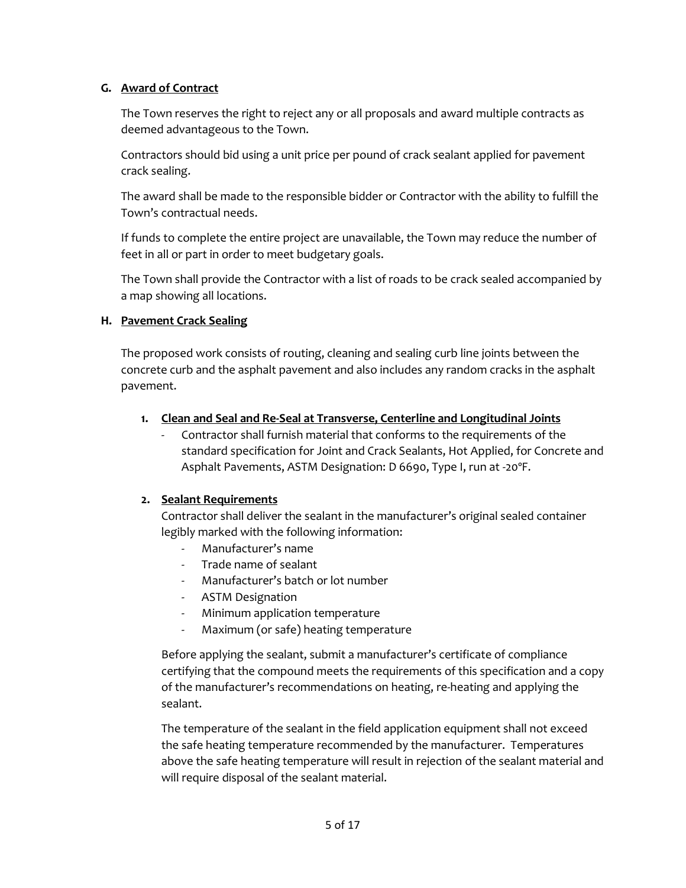**G. Award of Contract**

The Town reserves the right to reject any or all proposals and award multiple contracts as deemed advantageous to the Town.

Contractors should bid using a unit price per pound of crack sealant applied for pavement crack sealing.

The award shall be made to the responsible bidder or Contractor with the ability to fulfill the Town's contractual needs.

If funds to complete the entire project are unavailable, the Town may reduce the number of feet in all or part in order to meet budgetary goals.

The Town shall provide the Contractor with a list of roads to be crack sealed accompanied by a map showing all locations.

**H. Pavement Crack Sealing**

The proposed work consists of routing, cleaning and sealing curb line joints between the concrete curb and the asphalt pavement and also includes any random cracks in the asphalt pavement.

1. **Clean and Seal and Re-Seal at Transverse, Centerline and Longitudinal Joints**
   - Contractor shall furnish material that conforms to the requirements of the standard specification for Joint and Crack Sealants, Hot Applied, for Concrete and Asphalt Pavements, ASTM Designation: D 6690, Type I, run at -20°F.

2. **Sealant Requirements**

   Contractor shall deliver the sealant in the manufacturer's original sealed container legibly marked with the following information:
   - Manufacturer's name
   - Trade name of sealant
   - Manufacturer's batch or lot number
   - ASTM Designation
   - Minimum application temperature
   - Maximum (or safe) heating temperature

   Before applying the sealant, submit a manufacturer's certificate of compliance certifying that the compound meets the requirements of this specification and a copy of the manufacturer's recommendations on heating, re-heating and applying the sealant.

   The temperature of the sealant in the field application equipment shall not exceed the safe heating temperature recommended by the manufacturer. Temperatures above the safe heating temperature will result in rejection of the sealant material and will require disposal of the sealant material.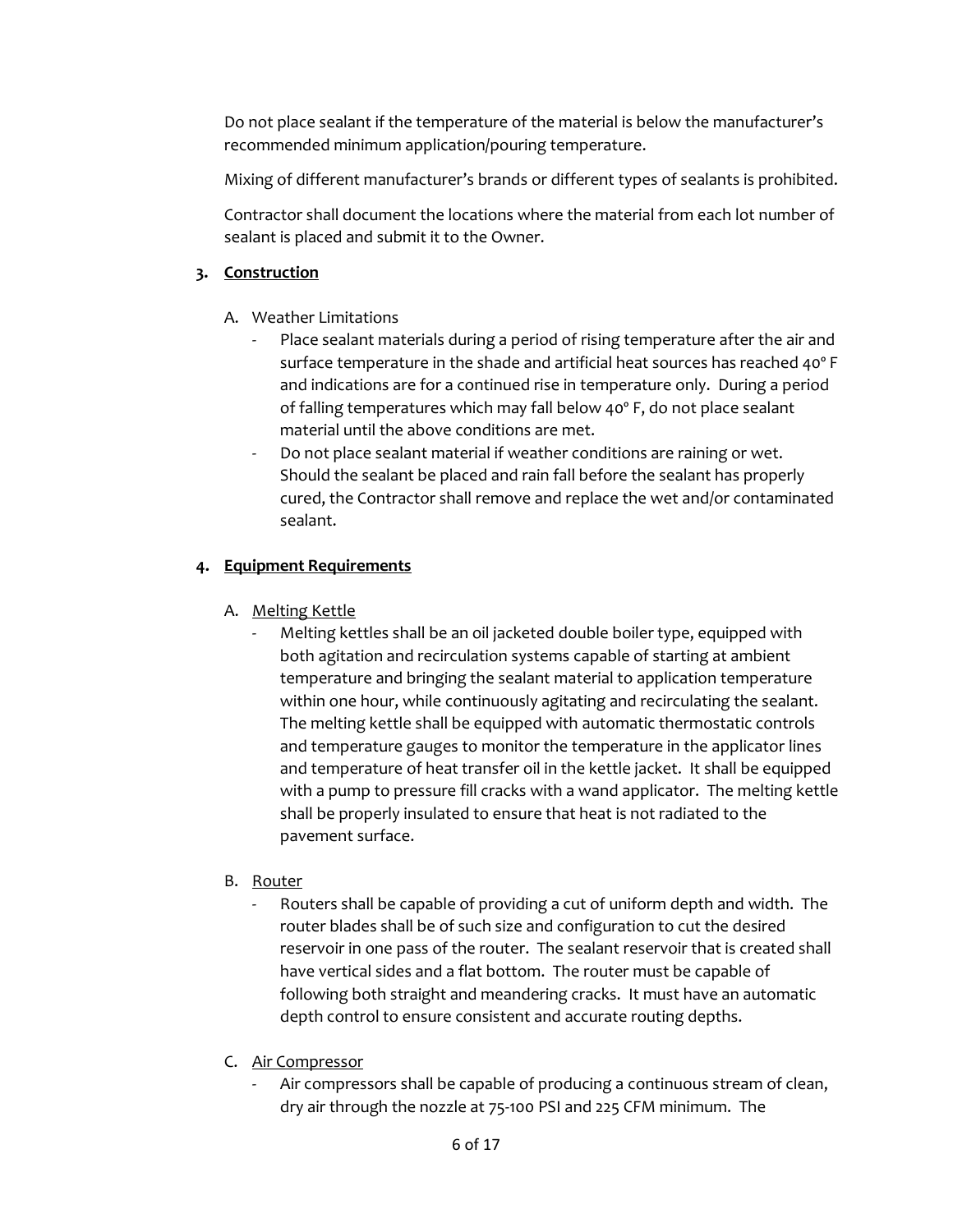Do not place sealant if the temperature of the material is below the manufacturer's recommended minimum application/pouring temperature.

Mixing of different manufacturer's brands or different types of sealants is prohibited.

Contractor shall document the locations where the material from each lot number of sealant is placed and submit it to the Owner.

## 3. Construction

A. Weather Limitations

- Place sealant materials during a period of rising temperature after the air and surface temperature in the shade and artificial heat sources has reached 40° F and indications are for a continued rise in temperature only. During a period of falling temperatures which may fall below 40° F, do not place sealant material until the above conditions are met.
- Do not place sealant material if weather conditions are raining or wet. Should the sealant be placed and rain fall before the sealant has properly cured, the Contractor shall remove and replace the wet and/or contaminated sealant.

## 4. Equipment Requirements

A. Melting Kettle

- Melting kettles shall be an oil jacketed double boiler type, equipped with both agitation and recirculation systems capable of starting at ambient temperature and bringing the sealant material to application temperature within one hour, while continuously agitating and recirculating the sealant. The melting kettle shall be equipped with automatic thermostatic controls and temperature gauges to monitor the temperature in the applicator lines and temperature of heat transfer oil in the kettle jacket. It shall be equipped with a pump to pressure fill cracks with a wand applicator. The melting kettle shall be properly insulated to ensure that heat is not radiated to the pavement surface.

B. Router

- Routers shall be capable of providing a cut of uniform depth and width. The router blades shall be of such size and configuration to cut the desired reservoir in one pass of the router. The sealant reservoir that is created shall have vertical sides and a flat bottom. The router must be capable of following both straight and meandering cracks. It must have an automatic depth control to ensure consistent and accurate routing depths.

C. Air Compressor

- Air compressors shall be capable of producing a continuous stream of clean, dry air through the nozzle at 75-100 PSI and 225 CFM minimum. The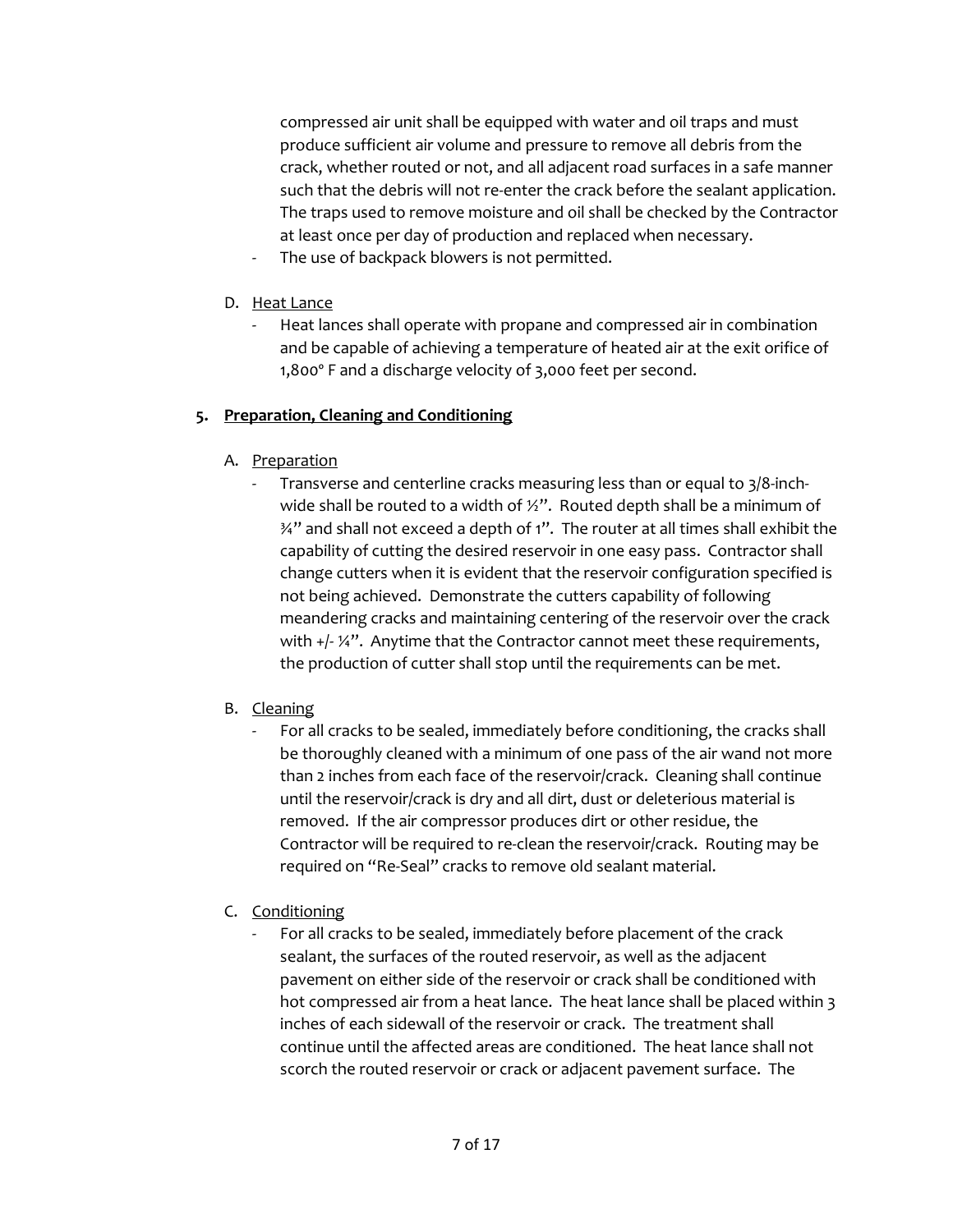compressed air unit shall be equipped with water and oil traps and must produce sufficient air volume and pressure to remove all debris from the crack, whether routed or not, and all adjacent road surfaces in a safe manner such that the debris will not re-enter the crack before the sealant application. The traps used to remove moisture and oil shall be checked by the Contractor at least once per day of production and replaced when necessary.

- The use of backpack blowers is not permitted.

D. Heat Lance

- Heat lances shall operate with propane and compressed air in combination and be capable of achieving a temperature of heated air at the exit orifice of 1,800° F and a discharge velocity of 3,000 feet per second.

## 5. Preparation, Cleaning and Conditioning

A. Preparation

- Transverse and centerline cracks measuring less than or equal to 3/8-inch-wide shall be routed to a width of ½". Routed depth shall be a minimum of ¾" and shall not exceed a depth of 1". The router at all times shall exhibit the capability of cutting the desired reservoir in one easy pass. Contractor shall change cutters when it is evident that the reservoir configuration specified is not being achieved. Demonstrate the cutters capability of following meandering cracks and maintaining centering of the reservoir over the crack with +/- ¼". Anytime that the Contractor cannot meet these requirements, the production of cutter shall stop until the requirements can be met.

B. Cleaning

- For all cracks to be sealed, immediately before conditioning, the cracks shall be thoroughly cleaned with a minimum of one pass of the air wand not more than 2 inches from each face of the reservoir/crack. Cleaning shall continue until the reservoir/crack is dry and all dirt, dust or deleterious material is removed. If the air compressor produces dirt or other residue, the Contractor will be required to re-clean the reservoir/crack. Routing may be required on "Re-Seal" cracks to remove old sealant material.

C. Conditioning

- For all cracks to be sealed, immediately before placement of the crack sealant, the surfaces of the routed reservoir, as well as the adjacent pavement on either side of the reservoir or crack shall be conditioned with hot compressed air from a heat lance. The heat lance shall be placed within 3 inches of each sidewall of the reservoir or crack. The treatment shall continue until the affected areas are conditioned. The heat lance shall not scorch the routed reservoir or crack or adjacent pavement surface. The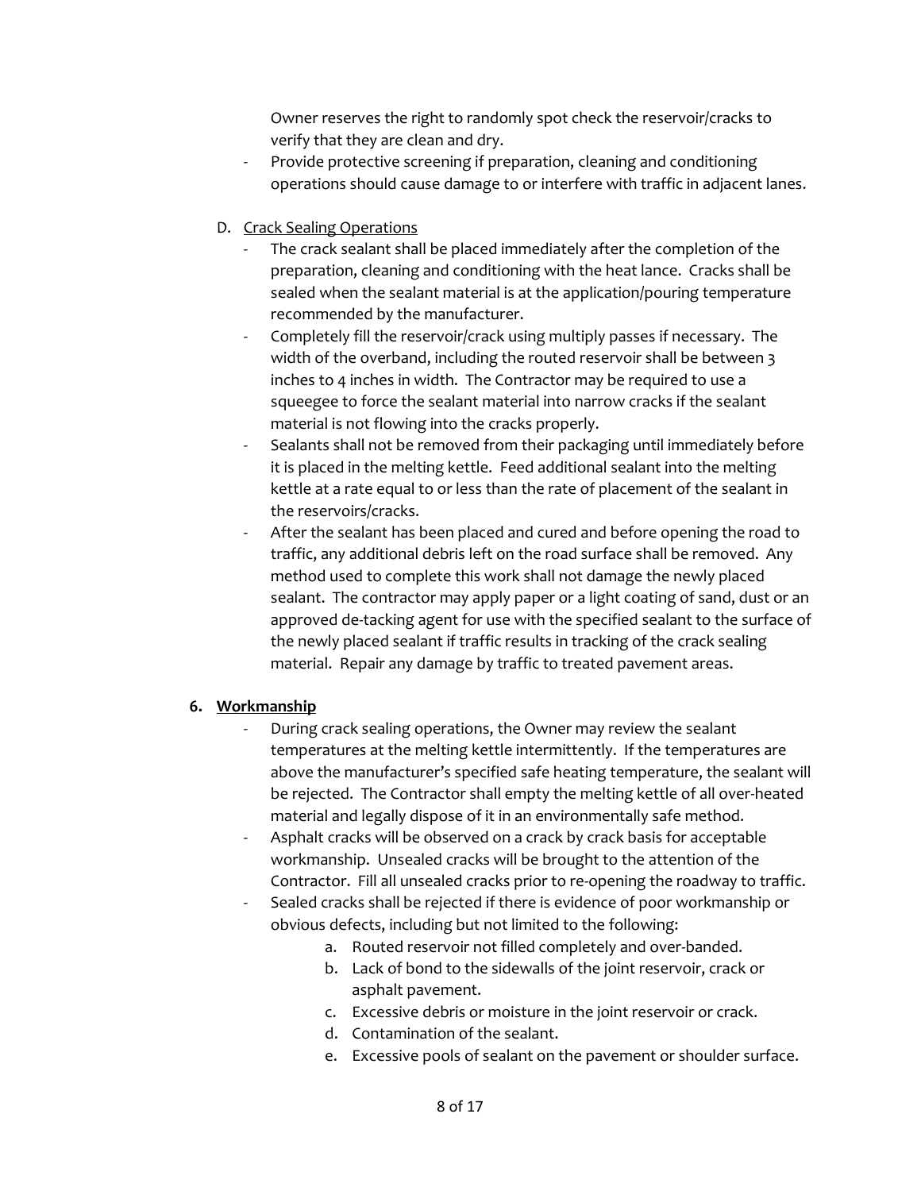Owner reserves the right to randomly spot check the reservoir/cracks to verify that they are clean and dry.

- Provide protective screening if preparation, cleaning and conditioning operations should cause damage to or interfere with traffic in adjacent lanes.

D. Crack Sealing Operations

- The crack sealant shall be placed immediately after the completion of the preparation, cleaning and conditioning with the heat lance. Cracks shall be sealed when the sealant material is at the application/pouring temperature recommended by the manufacturer.
- Completely fill the reservoir/crack using multiply passes if necessary. The width of the overband, including the routed reservoir shall be between 3 inches to 4 inches in width. The Contractor may be required to use a squeegee to force the sealant material into narrow cracks if the sealant material is not flowing into the cracks properly.
- Sealants shall not be removed from their packaging until immediately before it is placed in the melting kettle. Feed additional sealant into the melting kettle at a rate equal to or less than the rate of placement of the sealant in the reservoirs/cracks.
- After the sealant has been placed and cured and before opening the road to traffic, any additional debris left on the road surface shall be removed. Any method used to complete this work shall not damage the newly placed sealant. The contractor may apply paper or a light coating of sand, dust or an approved de-tacking agent for use with the specified sealant to the surface of the newly placed sealant if traffic results in tracking of the crack sealing material. Repair any damage by traffic to treated pavement areas.

**6. Workmanship**

- During crack sealing operations, the Owner may review the sealant temperatures at the melting kettle intermittently. If the temperatures are above the manufacturer's specified safe heating temperature, the sealant will be rejected. The Contractor shall empty the melting kettle of all over-heated material and legally dispose of it in an environmentally safe method.
- Asphalt cracks will be observed on a crack by crack basis for acceptable workmanship. Unsealed cracks will be brought to the attention of the Contractor. Fill all unsealed cracks prior to re-opening the roadway to traffic.
- Sealed cracks shall be rejected if there is evidence of poor workmanship or obvious defects, including but not limited to the following:
    a. Routed reservoir not filled completely and over-banded.
    b. Lack of bond to the sidewalls of the joint reservoir, crack or asphalt pavement.
    c. Excessive debris or moisture in the joint reservoir or crack.
    d. Contamination of the sealant.
    e. Excessive pools of sealant on the pavement or shoulder surface.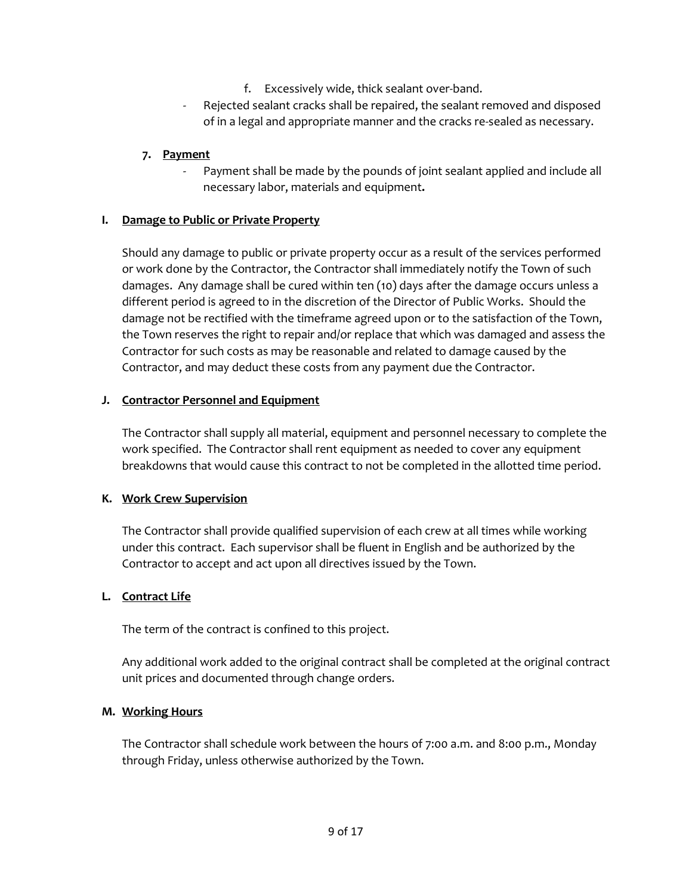f. Excessively wide, thick sealant over-band.

- Rejected sealant cracks shall be repaired, the sealant removed and disposed of in a legal and appropriate manner and the cracks re-sealed as necessary.

7. **Payment**
   - Payment shall be made by the pounds of joint sealant applied and include all necessary labor, materials and equipment**.**

**I. Damage to Public or Private Property**

Should any damage to public or private property occur as a result of the services performed or work done by the Contractor, the Contractor shall immediately notify the Town of such damages. Any damage shall be cured within ten (10) days after the damage occurs unless a different period is agreed to in the discretion of the Director of Public Works. Should the damage not be rectified with the timeframe agreed upon or to the satisfaction of the Town, the Town reserves the right to repair and/or replace that which was damaged and assess the Contractor for such costs as may be reasonable and related to damage caused by the Contractor, and may deduct these costs from any payment due the Contractor.

**J. Contractor Personnel and Equipment**

The Contractor shall supply all material, equipment and personnel necessary to complete the work specified. The Contractor shall rent equipment as needed to cover any equipment breakdowns that would cause this contract to not be completed in the allotted time period.

**K. Work Crew Supervision**

The Contractor shall provide qualified supervision of each crew at all times while working under this contract. Each supervisor shall be fluent in English and be authorized by the Contractor to accept and act upon all directives issued by the Town.

**L. Contract Life**

The term of the contract is confined to this project.

Any additional work added to the original contract shall be completed at the original contract unit prices and documented through change orders.

**M. Working Hours**

The Contractor shall schedule work between the hours of 7:00 a.m. and 8:00 p.m., Monday through Friday, unless otherwise authorized by the Town.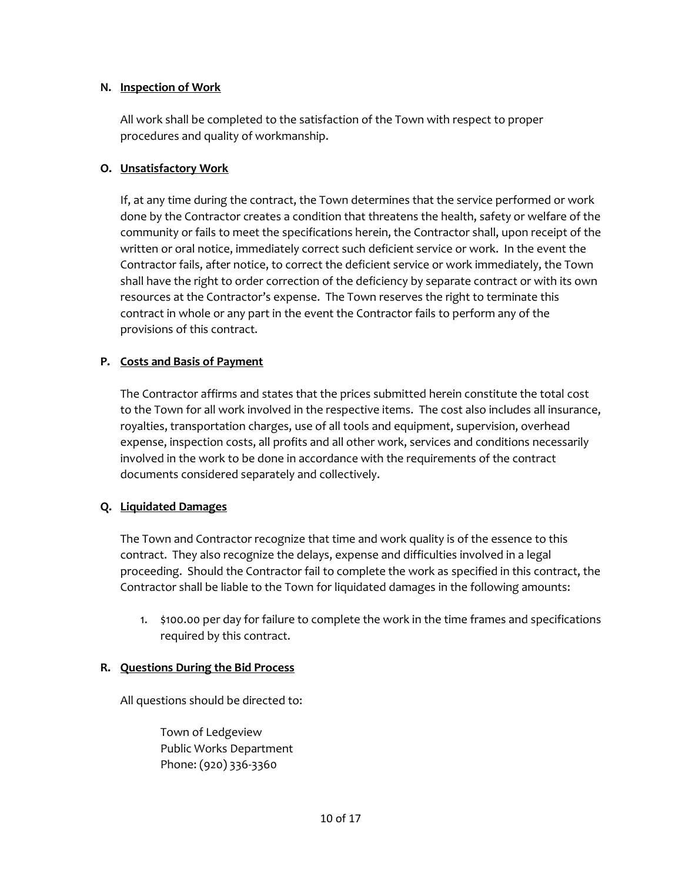**N. Inspection of Work**

All work shall be completed to the satisfaction of the Town with respect to proper procedures and quality of workmanship.

**O. Unsatisfactory Work**

If, at any time during the contract, the Town determines that the service performed or work done by the Contractor creates a condition that threatens the health, safety or welfare of the community or fails to meet the specifications herein, the Contractor shall, upon receipt of the written or oral notice, immediately correct such deficient service or work. In the event the Contractor fails, after notice, to correct the deficient service or work immediately, the Town shall have the right to order correction of the deficiency by separate contract or with its own resources at the Contractor's expense. The Town reserves the right to terminate this contract in whole or any part in the event the Contractor fails to perform any of the provisions of this contract.

**P. Costs and Basis of Payment**

The Contractor affirms and states that the prices submitted herein constitute the total cost to the Town for all work involved in the respective items. The cost also includes all insurance, royalties, transportation charges, use of all tools and equipment, supervision, overhead expense, inspection costs, all profits and all other work, services and conditions necessarily involved in the work to be done in accordance with the requirements of the contract documents considered separately and collectively.

**Q. Liquidated Damages**

The Town and Contractor recognize that time and work quality is of the essence to this contract. They also recognize the delays, expense and difficulties involved in a legal proceeding. Should the Contractor fail to complete the work as specified in this contract, the Contractor shall be liable to the Town for liquidated damages in the following amounts:

1. $100.00 per day for failure to complete the work in the time frames and specifications required by this contract.

**R. Questions During the Bid Process**

All questions should be directed to:

Town of Ledgeview
Public Works Department
Phone: (920) 336-3360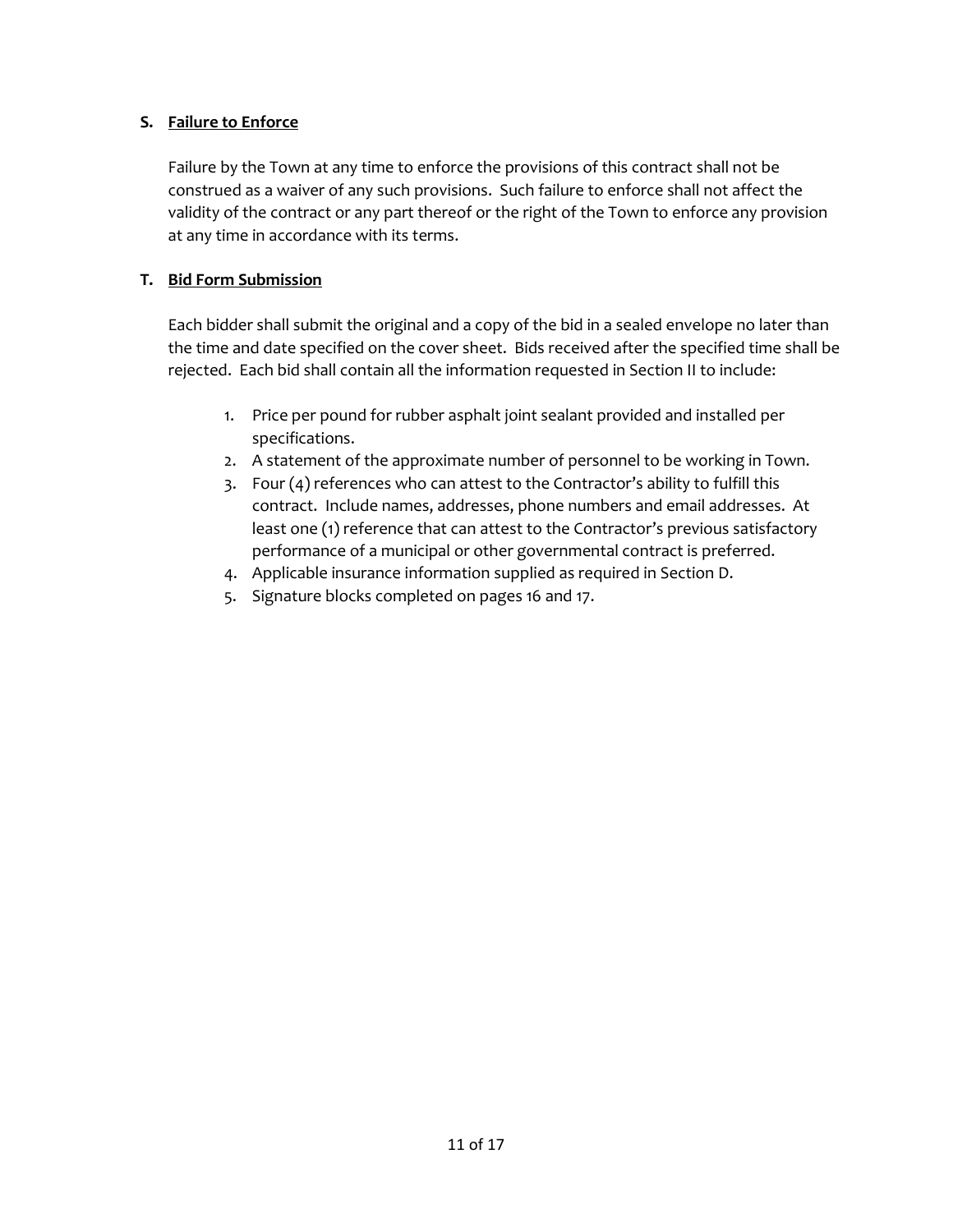**S. Failure to Enforce**

Failure by the Town at any time to enforce the provisions of this contract shall not be construed as a waiver of any such provisions. Such failure to enforce shall not affect the validity of the contract or any part thereof or the right of the Town to enforce any provision at any time in accordance with its terms.

**T. Bid Form Submission**

Each bidder shall submit the original and a copy of the bid in a sealed envelope no later than the time and date specified on the cover sheet. Bids received after the specified time shall be rejected. Each bid shall contain all the information requested in Section II to include:

1. Price per pound for rubber asphalt joint sealant provided and installed per specifications.
2. A statement of the approximate number of personnel to be working in Town.
3. Four (4) references who can attest to the Contractor's ability to fulfill this contract. Include names, addresses, phone numbers and email addresses. At least one (1) reference that can attest to the Contractor's previous satisfactory performance of a municipal or other governmental contract is preferred.
4. Applicable insurance information supplied as required in Section D.
5. Signature blocks completed on pages 16 and 17.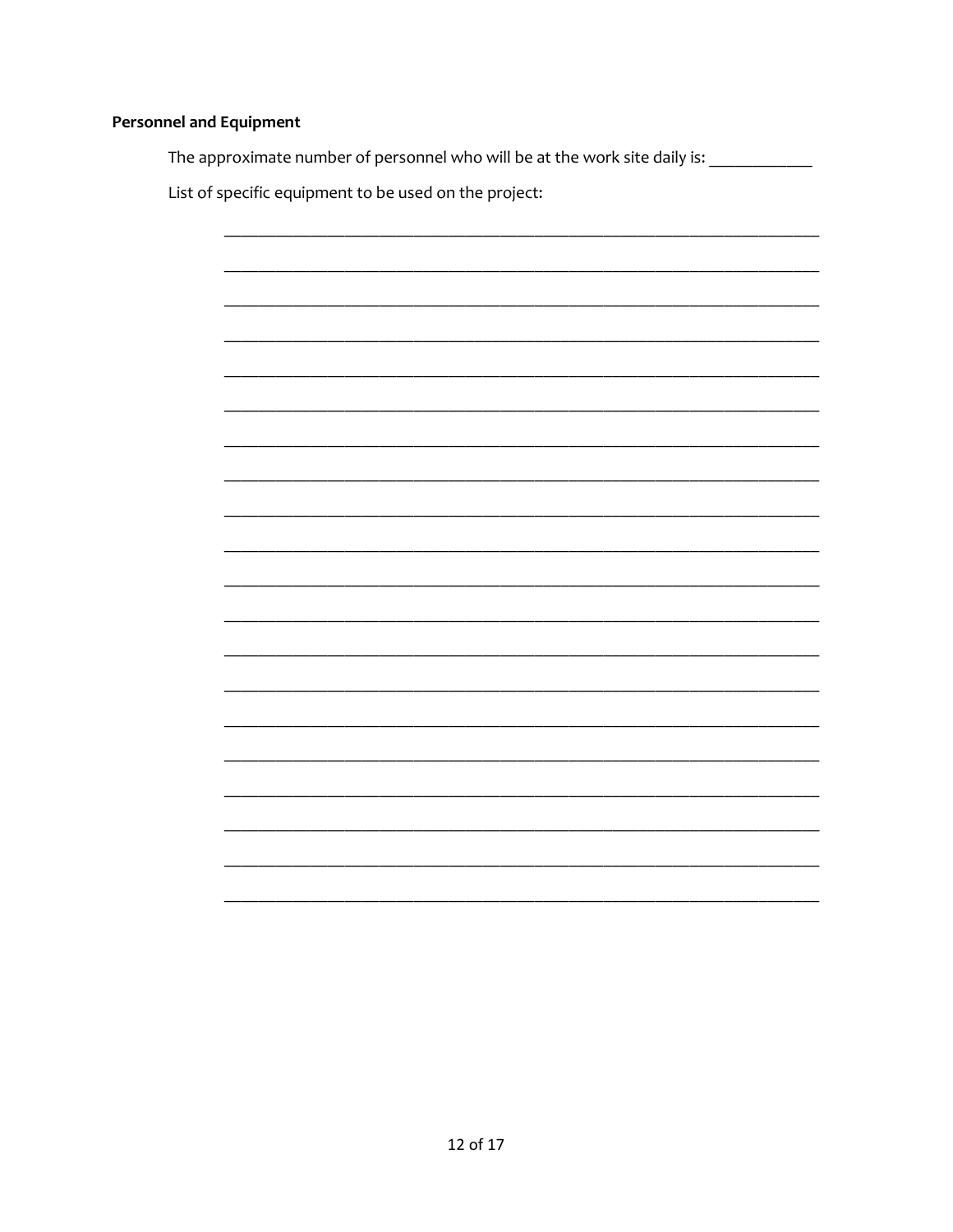**Personnel and Equipment**

The approximate number of personnel who will be at the work site daily is: ____________

List of specific equipment to be used on the project:

_______________________________________________________________________

_______________________________________________________________________

_______________________________________________________________________

_______________________________________________________________________

_______________________________________________________________________

_______________________________________________________________________

_______________________________________________________________________

_______________________________________________________________________

_______________________________________________________________________

_______________________________________________________________________

_______________________________________________________________________

_______________________________________________________________________

_______________________________________________________________________

_______________________________________________________________________

_______________________________________________________________________

_______________________________________________________________________

_______________________________________________________________________

_______________________________________________________________________

_______________________________________________________________________

_______________________________________________________________________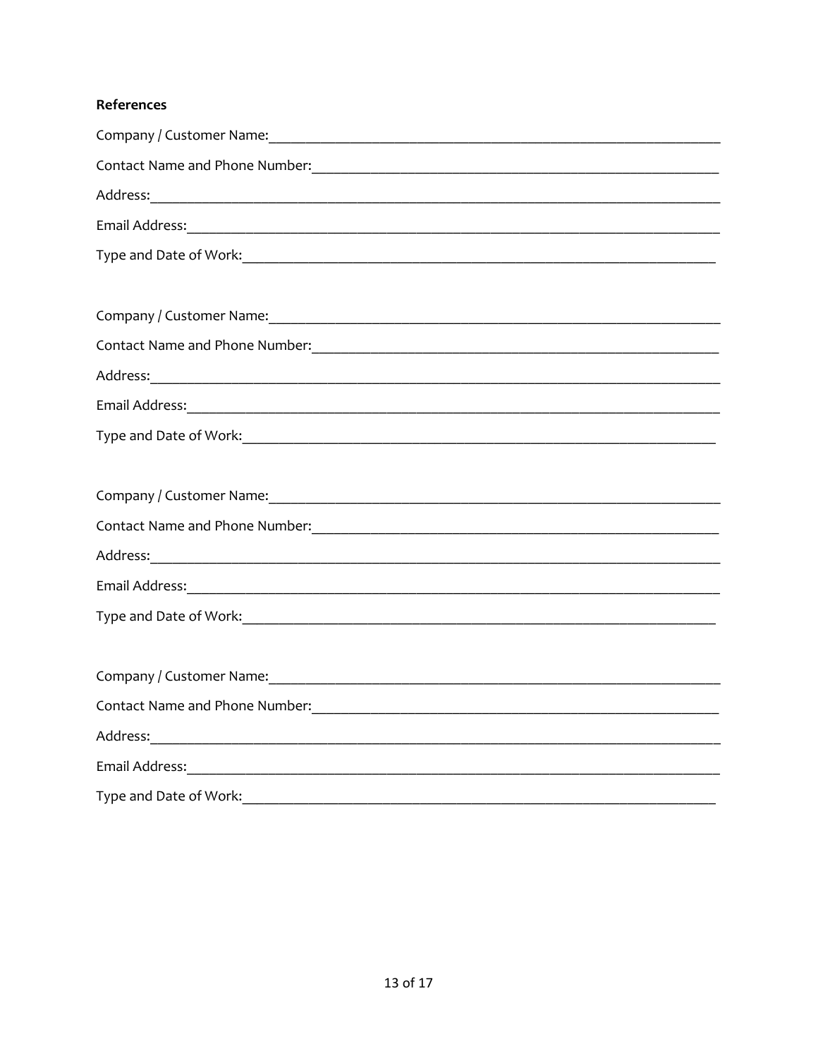**References**

Company / Customer Name:\_\_\_\_\_\_\_\_\_\_\_\_\_\_\_\_\_\_\_\_\_\_\_\_\_\_\_\_\_\_\_\_\_\_\_\_\_\_\_\_\_\_\_\_\_\_\_\_\_\_\_\_\_\_\_\_\_\_\_\_

Contact Name and Phone Number:\_\_\_\_\_\_\_\_\_\_\_\_\_\_\_\_\_\_\_\_\_\_\_\_\_\_\_\_\_\_\_\_\_\_\_\_\_\_\_\_\_\_\_\_\_\_\_\_\_\_\_\_\_

Address:\_\_\_\_\_\_\_\_\_\_\_\_\_\_\_\_\_\_\_\_\_\_\_\_\_\_\_\_\_\_\_\_\_\_\_\_\_\_\_\_\_\_\_\_\_\_\_\_\_\_\_\_\_\_\_\_\_\_\_\_\_\_\_\_\_\_\_\_\_\_\_\_

Email Address:\_\_\_\_\_\_\_\_\_\_\_\_\_\_\_\_\_\_\_\_\_\_\_\_\_\_\_\_\_\_\_\_\_\_\_\_\_\_\_\_\_\_\_\_\_\_\_\_\_\_\_\_\_\_\_\_\_\_\_\_\_\_\_\_\_\_\_\_\_

Type and Date of Work:\_\_\_\_\_\_\_\_\_\_\_\_\_\_\_\_\_\_\_\_\_\_\_\_\_\_\_\_\_\_\_\_\_\_\_\_\_\_\_\_\_\_\_\_\_\_\_\_\_\_\_\_\_\_\_\_\_\_\_\_\_

Company / Customer Name:\_\_\_\_\_\_\_\_\_\_\_\_\_\_\_\_\_\_\_\_\_\_\_\_\_\_\_\_\_\_\_\_\_\_\_\_\_\_\_\_\_\_\_\_\_\_\_\_\_\_\_\_\_\_\_\_\_\_\_\_

Contact Name and Phone Number:\_\_\_\_\_\_\_\_\_\_\_\_\_\_\_\_\_\_\_\_\_\_\_\_\_\_\_\_\_\_\_\_\_\_\_\_\_\_\_\_\_\_\_\_\_\_\_\_\_\_\_\_\_

Address:\_\_\_\_\_\_\_\_\_\_\_\_\_\_\_\_\_\_\_\_\_\_\_\_\_\_\_\_\_\_\_\_\_\_\_\_\_\_\_\_\_\_\_\_\_\_\_\_\_\_\_\_\_\_\_\_\_\_\_\_\_\_\_\_\_\_\_\_\_\_\_\_

Email Address:\_\_\_\_\_\_\_\_\_\_\_\_\_\_\_\_\_\_\_\_\_\_\_\_\_\_\_\_\_\_\_\_\_\_\_\_\_\_\_\_\_\_\_\_\_\_\_\_\_\_\_\_\_\_\_\_\_\_\_\_\_\_\_\_\_\_\_\_\_

Type and Date of Work:\_\_\_\_\_\_\_\_\_\_\_\_\_\_\_\_\_\_\_\_\_\_\_\_\_\_\_\_\_\_\_\_\_\_\_\_\_\_\_\_\_\_\_\_\_\_\_\_\_\_\_\_\_\_\_\_\_\_\_\_\_

Company / Customer Name:\_\_\_\_\_\_\_\_\_\_\_\_\_\_\_\_\_\_\_\_\_\_\_\_\_\_\_\_\_\_\_\_\_\_\_\_\_\_\_\_\_\_\_\_\_\_\_\_\_\_\_\_\_\_\_\_\_\_\_\_

Contact Name and Phone Number:\_\_\_\_\_\_\_\_\_\_\_\_\_\_\_\_\_\_\_\_\_\_\_\_\_\_\_\_\_\_\_\_\_\_\_\_\_\_\_\_\_\_\_\_\_\_\_\_\_\_\_\_\_

Address:\_\_\_\_\_\_\_\_\_\_\_\_\_\_\_\_\_\_\_\_\_\_\_\_\_\_\_\_\_\_\_\_\_\_\_\_\_\_\_\_\_\_\_\_\_\_\_\_\_\_\_\_\_\_\_\_\_\_\_\_\_\_\_\_\_\_\_\_\_\_\_\_

Email Address:\_\_\_\_\_\_\_\_\_\_\_\_\_\_\_\_\_\_\_\_\_\_\_\_\_\_\_\_\_\_\_\_\_\_\_\_\_\_\_\_\_\_\_\_\_\_\_\_\_\_\_\_\_\_\_\_\_\_\_\_\_\_\_\_\_\_\_\_\_

Type and Date of Work:\_\_\_\_\_\_\_\_\_\_\_\_\_\_\_\_\_\_\_\_\_\_\_\_\_\_\_\_\_\_\_\_\_\_\_\_\_\_\_\_\_\_\_\_\_\_\_\_\_\_\_\_\_\_\_\_\_\_\_\_\_

Company / Customer Name:\_\_\_\_\_\_\_\_\_\_\_\_\_\_\_\_\_\_\_\_\_\_\_\_\_\_\_\_\_\_\_\_\_\_\_\_\_\_\_\_\_\_\_\_\_\_\_\_\_\_\_\_\_\_\_\_\_\_\_\_

Contact Name and Phone Number:\_\_\_\_\_\_\_\_\_\_\_\_\_\_\_\_\_\_\_\_\_\_\_\_\_\_\_\_\_\_\_\_\_\_\_\_\_\_\_\_\_\_\_\_\_\_\_\_\_\_\_\_\_

Address:\_\_\_\_\_\_\_\_\_\_\_\_\_\_\_\_\_\_\_\_\_\_\_\_\_\_\_\_\_\_\_\_\_\_\_\_\_\_\_\_\_\_\_\_\_\_\_\_\_\_\_\_\_\_\_\_\_\_\_\_\_\_\_\_\_\_\_\_\_\_\_\_

Email Address:\_\_\_\_\_\_\_\_\_\_\_\_\_\_\_\_\_\_\_\_\_\_\_\_\_\_\_\_\_\_\_\_\_\_\_\_\_\_\_\_\_\_\_\_\_\_\_\_\_\_\_\_\_\_\_\_\_\_\_\_\_\_\_\_\_\_\_\_\_

Type and Date of Work:\_\_\_\_\_\_\_\_\_\_\_\_\_\_\_\_\_\_\_\_\_\_\_\_\_\_\_\_\_\_\_\_\_\_\_\_\_\_\_\_\_\_\_\_\_\_\_\_\_\_\_\_\_\_\_\_\_\_\_\_\_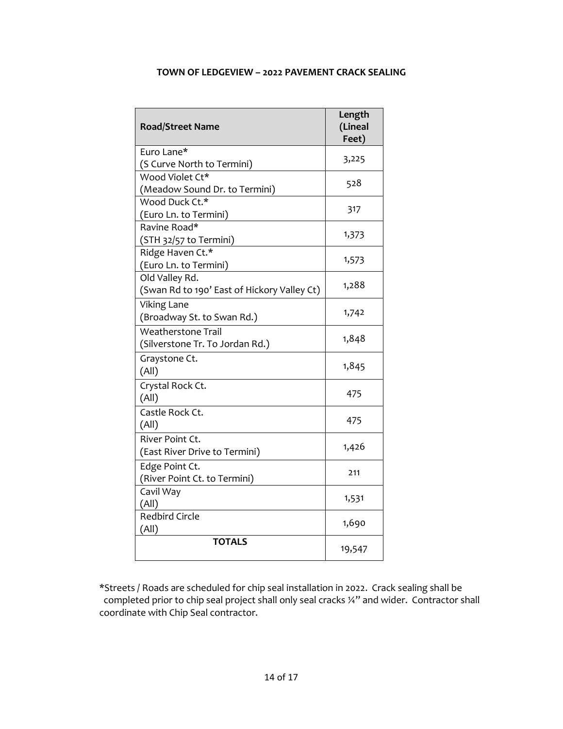**TOWN OF LEDGEVIEW – 2022 PAVEMENT CRACK SEALING**

| Road/Street Name | Length (Lineal Feet) |
|---|---|
| Euro Lane* (S Curve North to Termini) | 3,225 |
| Wood Violet Ct* (Meadow Sound Dr. to Termini) | 528 |
| Wood Duck Ct.* (Euro Ln. to Termini) | 317 |
| Ravine Road* (STH 32/57 to Termini) | 1,373 |
| Ridge Haven Ct.* (Euro Ln. to Termini) | 1,573 |
| Old Valley Rd. (Swan Rd to 190' East of Hickory Valley Ct) | 1,288 |
| Viking Lane (Broadway St. to Swan Rd.) | 1,742 |
| Weatherstone Trail (Silverstone Tr. To Jordan Rd.) | 1,848 |
| Graystone Ct. (All) | 1,845 |
| Crystal Rock Ct. (All) | 475 |
| Castle Rock Ct. (All) | 475 |
| River Point Ct. (East River Drive to Termini) | 1,426 |
| Edge Point Ct. (River Point Ct. to Termini) | 211 |
| Cavil Way (All) | 1,531 |
| Redbird Circle (All) | 1,690 |
| **TOTALS** | 19,547 |

*Streets / Roads are scheduled for chip seal installation in 2022. Crack sealing shall be completed prior to chip seal project shall only seal cracks ¼" and wider. Contractor shall coordinate with Chip Seal contractor.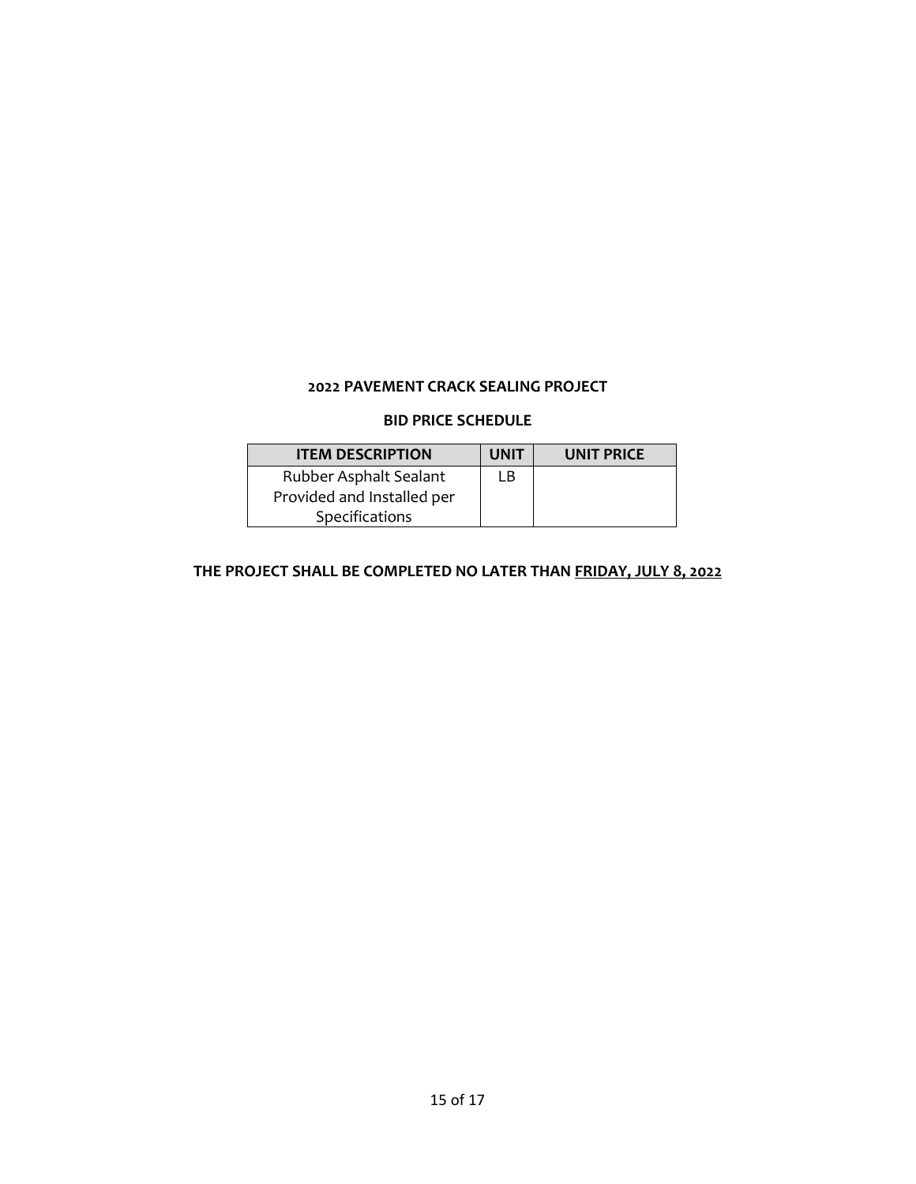**2022 PAVEMENT CRACK SEALING PROJECT**

**BID PRICE SCHEDULE**

| ITEM DESCRIPTION | UNIT | UNIT PRICE |
|---|---|---|
| Rubber Asphalt Sealant Provided and Installed per Specifications | LB | |

**THE PROJECT SHALL BE COMPLETED NO LATER THAN <u>FRIDAY, JULY 8, 2022</u>**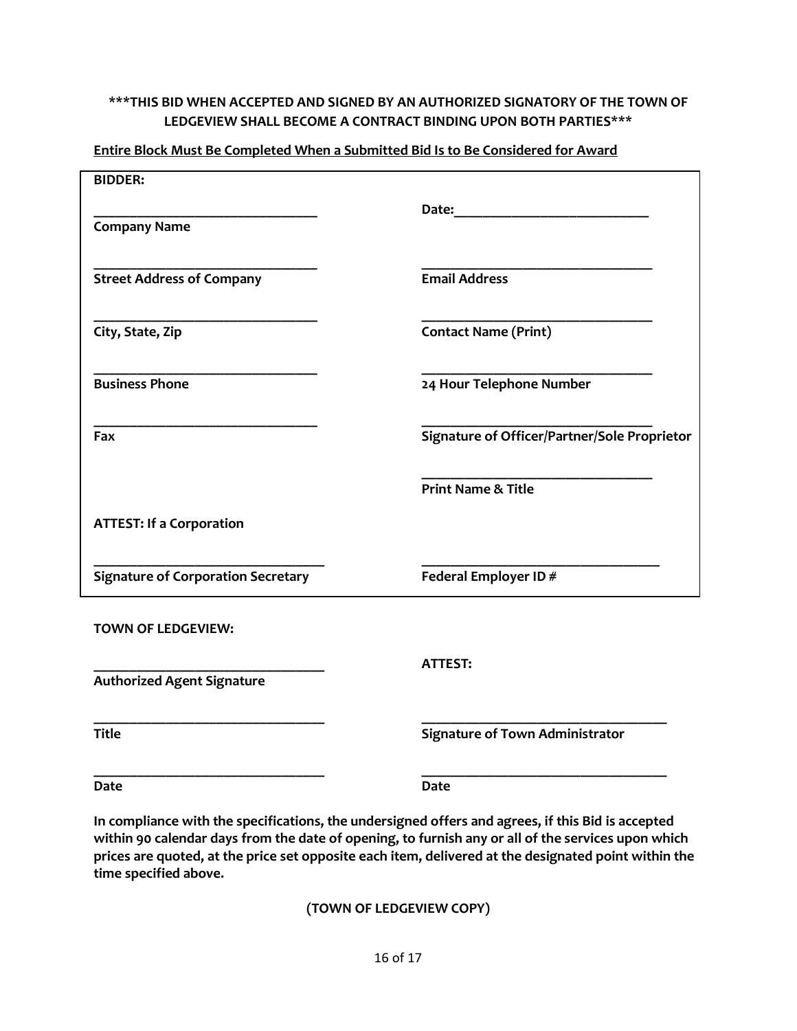**\*\*\*THIS BID WHEN ACCEPTED AND SIGNED BY AN AUTHORIZED SIGNATORY OF THE TOWN OF LEDGEVIEW SHALL BECOME A CONTRACT BINDING UPON BOTH PARTIES\*\*\***

**Entire Block Must Be Completed When a Submitted Bid Is to Be Considered for Award**

| | |
|---|---|
| **BIDDER:** | |
| ______________________________ **Company Name** | **Date:** ___________________________ |
| ______________________________ **Street Address of Company** | ______________________________ **Email Address** |
| ______________________________ **City, State, Zip** | ______________________________ **Contact Name (Print)** |
| ______________________________ **Business Phone** | ______________________________ **24 Hour Telephone Number** |
| ______________________________ **Fax** | ______________________________ **Signature of Officer/Partner/Sole Proprietor** |
| | ______________________________ **Print Name & Title** |
| **ATTEST: If a Corporation** | |
| ______________________________ **Signature of Corporation Secretary** | ______________________________ **Federal Employer ID #** |

**TOWN OF LEDGEVIEW:**

| | |
|---|---|
| ______________________________ **Authorized Agent Signature** | **ATTEST:** |
| ______________________________ **Title** | ______________________________ **Signature of Town Administrator** |
| ______________________________ **Date** | ______________________________ **Date** |

**In compliance with the specifications, the undersigned offers and agrees, if this Bid is accepted within 90 calendar days from the date of opening, to furnish any or all of the services upon which prices are quoted, at the price set opposite each item, delivered at the designated point within the time specified above.**

**(TOWN OF LEDGEVIEW COPY)**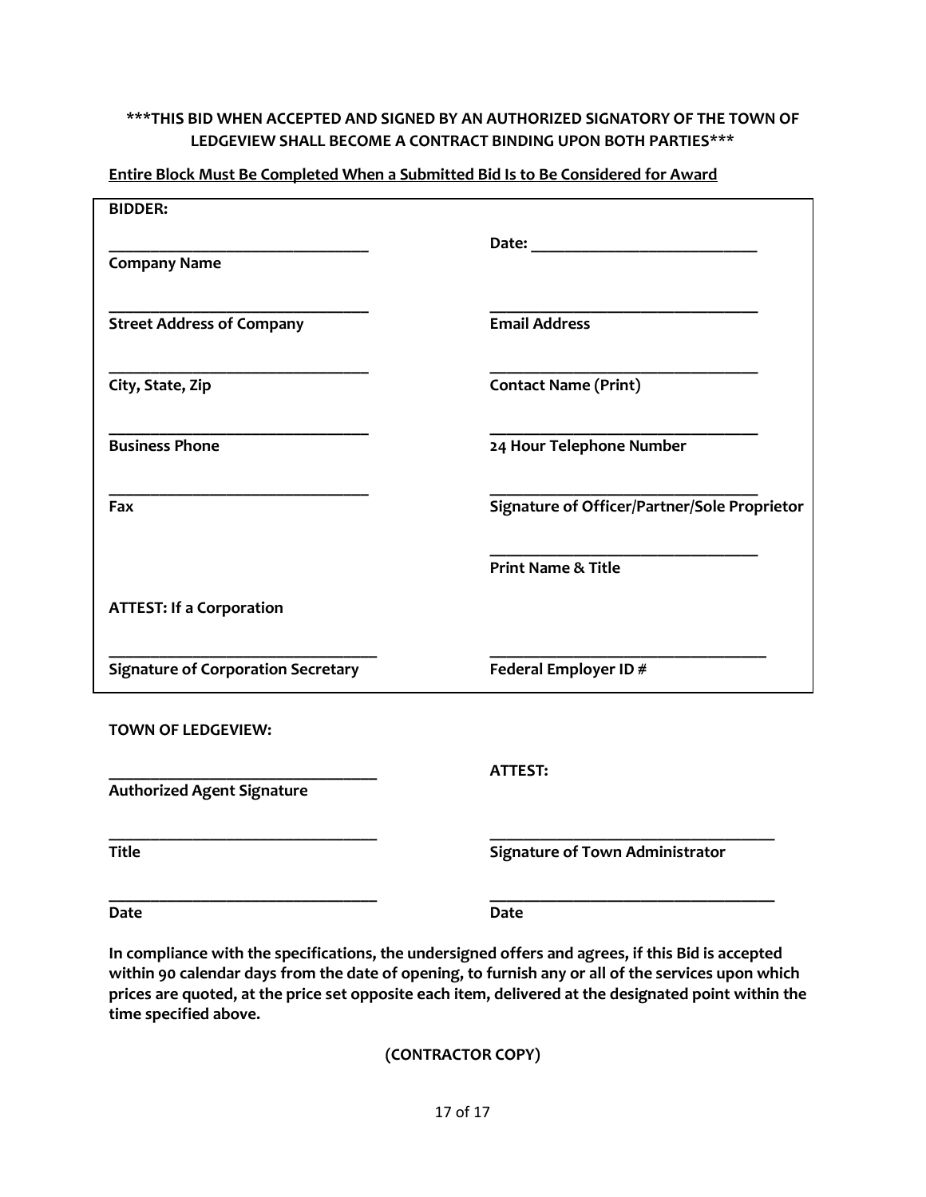**\*\*\*THIS BID WHEN ACCEPTED AND SIGNED BY AN AUTHORIZED SIGNATORY OF THE TOWN OF LEDGEVIEW SHALL BECOME A CONTRACT BINDING UPON BOTH PARTIES\*\*\***

**Entire Block Must Be Completed When a Submitted Bid Is to Be Considered for Award**

**BIDDER:**

| | |
|---|---|
| ______________________________ | Date: __________________________ |
| **Company Name** | |
| ______________________________ | ______________________________ |
| **Street Address of Company** | **Email Address** |
| ______________________________ | ______________________________ |
| **City, State, Zip** | **Contact Name (Print)** |
| ______________________________ | ______________________________ |
| **Business Phone** | **24 Hour Telephone Number** |
| ______________________________ | ______________________________ |
| **Fax** | **Signature of Officer/Partner/Sole Proprietor** |
| | ______________________________ |
| | **Print Name & Title** |
| **ATTEST: If a Corporation** | |
| ______________________________ | ______________________________ |
| **Signature of Corporation Secretary** | **Federal Employer ID #** |

**TOWN OF LEDGEVIEW:**

| | |
|---|---|
| ______________________________ | **ATTEST:** |
| **Authorized Agent Signature** | |
| ______________________________ | ______________________________ |
| **Title** | **Signature of Town Administrator** |
| ______________________________ | ______________________________ |
| **Date** | **Date** |

**In compliance with the specifications, the undersigned offers and agrees, if this Bid is accepted within 90 calendar days from the date of opening, to furnish any or all of the services upon which prices are quoted, at the price set opposite each item, delivered at the designated point within the time specified above.**

**(CONTRACTOR COPY)**